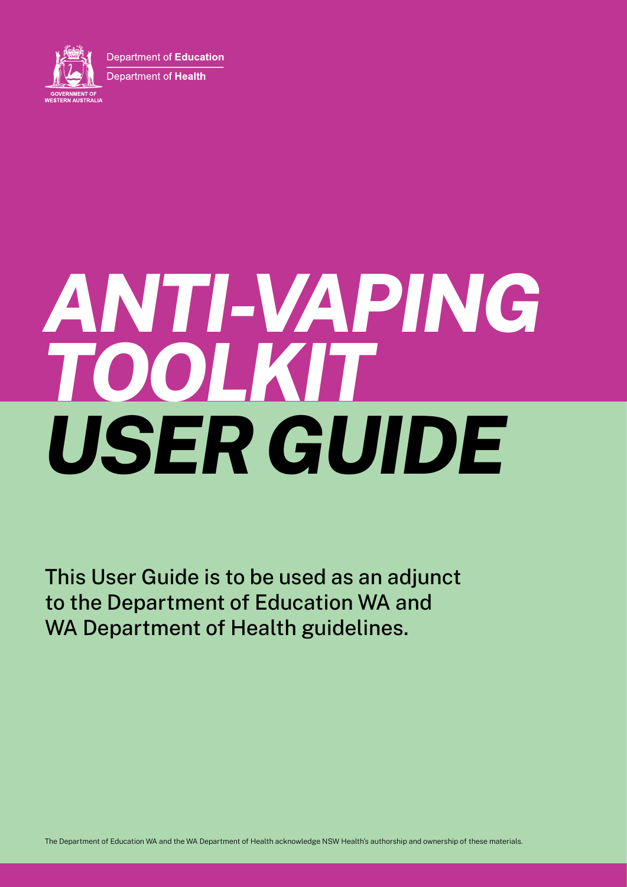Department of **Education**

Department of **Health**

GOVERNMENT OF WESTERN AUSTRALIA

# *ANTI-VAPING TOOLKIT USER GUIDE*

This User Guide is to be used as an adjunct to the Department of Education WA and WA Department of Health guidelines.

The Department of Education WA and the WA Department of Health acknowledge NSW Health's authorship and ownership of these materials.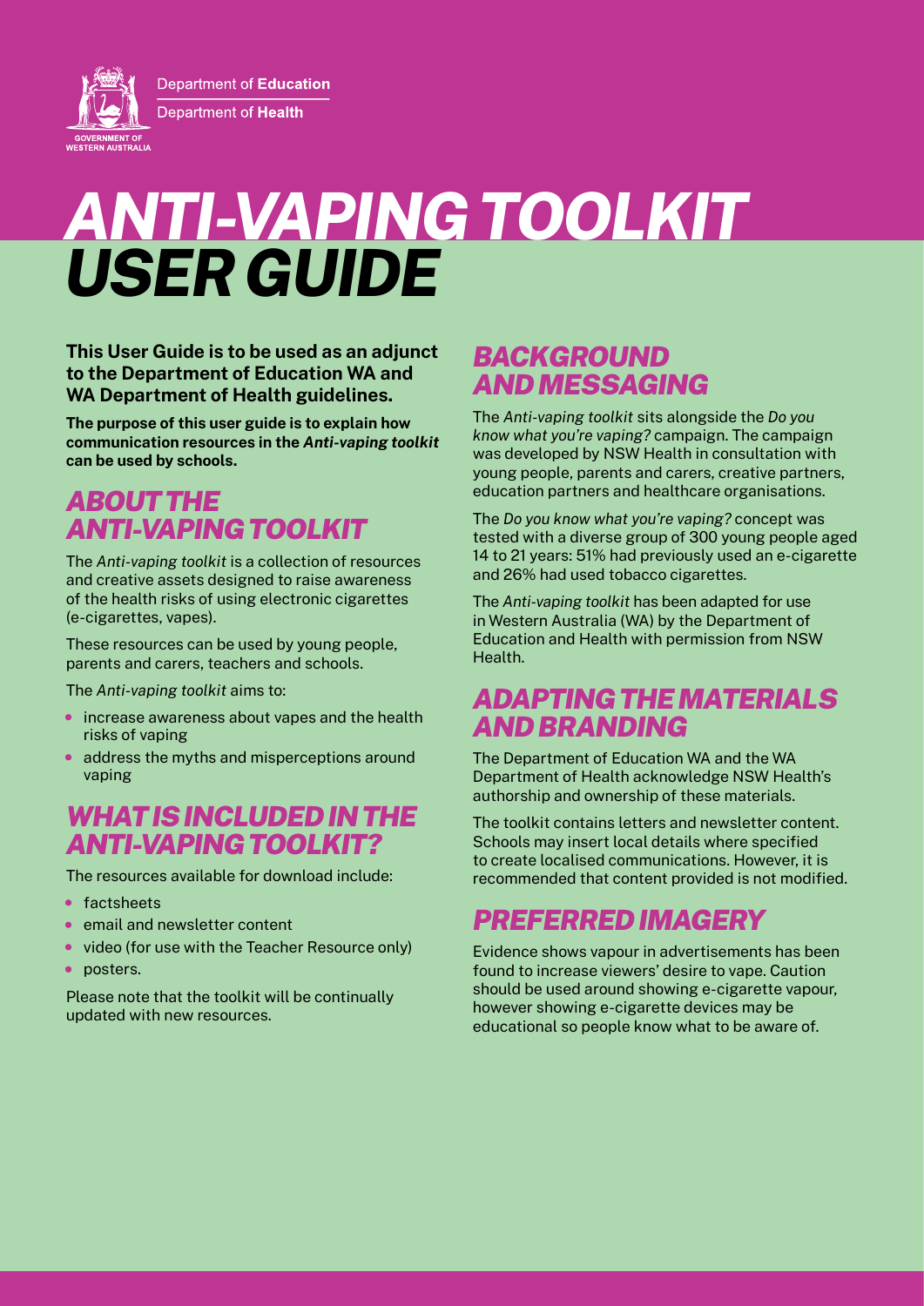Department of **Education**

Department of **Health**

GOVERNMENT OF WESTERN AUSTRALIA

# *ANTI-VAPING TOOLKIT USER GUIDE*

**This User Guide is to be used as an adjunct to the Department of Education WA and WA Department of Health guidelines.**

**The purpose of this user guide is to explain how communication resources in the *Anti-vaping toolkit* can be used by schools.**

## *ABOUT THE ANTI-VAPING TOOLKIT*

The *Anti-vaping toolkit* is a collection of resources and creative assets designed to raise awareness of the health risks of using electronic cigarettes (e-cigarettes, vapes).

These resources can be used by young people, parents and carers, teachers and schools.

The *Anti-vaping toolkit* aims to:

- increase awareness about vapes and the health risks of vaping
- address the myths and misperceptions around vaping

## *WHAT IS INCLUDED IN THE ANTI-VAPING TOOLKIT?*

The resources available for download include:

- factsheets
- email and newsletter content
- video (for use with the Teacher Resource only)
- posters.

Please note that the toolkit will be continually updated with new resources.

## *BACKGROUND AND MESSAGING*

The *Anti-vaping toolkit* sits alongside the *Do you know what you're vaping?* campaign. The campaign was developed by NSW Health in consultation with young people, parents and carers, creative partners, education partners and healthcare organisations.

The *Do you know what you're vaping?* concept was tested with a diverse group of 300 young people aged 14 to 21 years: 51% had previously used an e-cigarette and 26% had used tobacco cigarettes.

The *Anti-vaping toolkit* has been adapted for use in Western Australia (WA) by the Department of Education and Health with permission from NSW Health.

## *ADAPTING THE MATERIALS AND BRANDING*

The Department of Education WA and the WA Department of Health acknowledge NSW Health's authorship and ownership of these materials.

The toolkit contains letters and newsletter content. Schools may insert local details where specified to create localised communications. However, it is recommended that content provided is not modified.

## *PREFERRED IMAGERY*

Evidence shows vapour in advertisements has been found to increase viewers' desire to vape. Caution should be used around showing e-cigarette vapour, however showing e-cigarette devices may be educational so people know what to be aware of.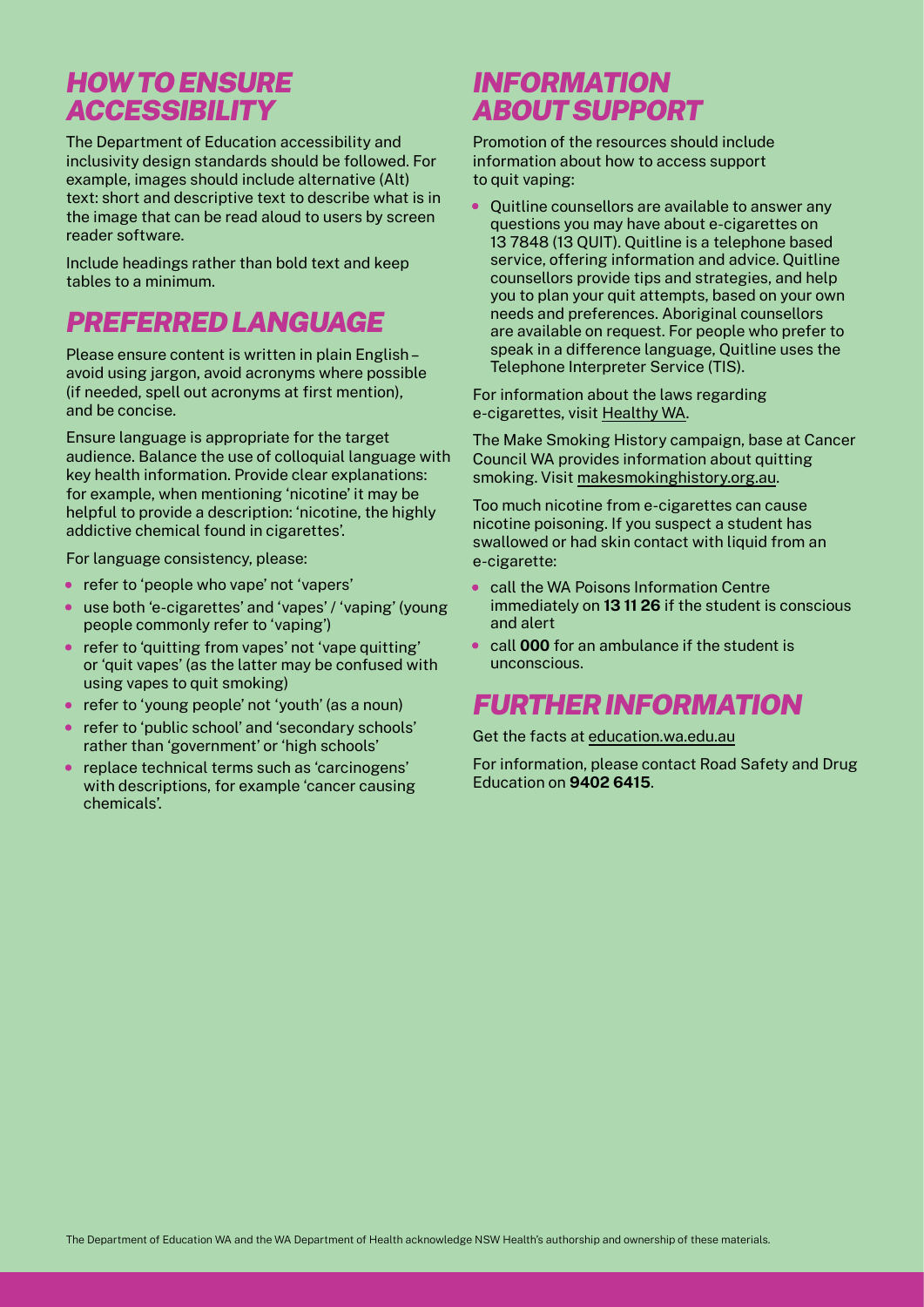## HOW TO ENSURE ACCESSIBILITY

The Department of Education accessibility and inclusivity design standards should be followed. For example, images should include alternative (Alt) text: short and descriptive text to describe what is in the image that can be read aloud to users by screen reader software.

Include headings rather than bold text and keep tables to a minimum.

## PREFERRED LANGUAGE

Please ensure content is written in plain English – avoid using jargon, avoid acronyms where possible (if needed, spell out acronyms at first mention), and be concise.

Ensure language is appropriate for the target audience. Balance the use of colloquial language with key health information. Provide clear explanations: for example, when mentioning 'nicotine' it may be helpful to provide a description: 'nicotine, the highly addictive chemical found in cigarettes'.

For language consistency, please:

- refer to 'people who vape' not 'vapers'
- use both 'e-cigarettes' and 'vapes' / 'vaping' (young people commonly refer to 'vaping')
- refer to 'quitting from vapes' not 'vape quitting' or 'quit vapes' (as the latter may be confused with using vapes to quit smoking)
- refer to 'young people' not 'youth' (as a noun)
- refer to 'public school' and 'secondary schools' rather than 'government' or 'high schools'
- replace technical terms such as 'carcinogens' with descriptions, for example 'cancer causing chemicals'.

## INFORMATION ABOUT SUPPORT

Promotion of the resources should include information about how to access support to quit vaping:

- Quitline counsellors are available to answer any questions you may have about e-cigarettes on 13 7848 (13 QUIT). Quitline is a telephone based service, offering information and advice. Quitline counsellors provide tips and strategies, and help you to plan your quit attempts, based on your own needs and preferences. Aboriginal counsellors are available on request. For people who prefer to speak in a difference language, Quitline uses the Telephone Interpreter Service (TIS).

For information about the laws regarding e-cigarettes, visit Healthy WA.

The Make Smoking History campaign, base at Cancer Council WA provides information about quitting smoking. Visit makesmokinghistory.org.au.

Too much nicotine from e-cigarettes can cause nicotine poisoning. If you suspect a student has swallowed or had skin contact with liquid from an e-cigarette:

- call the WA Poisons Information Centre immediately on **13 11 26** if the student is conscious and alert
- call **000** for an ambulance if the student is unconscious.

## FURTHER INFORMATION

Get the facts at education.wa.edu.au

For information, please contact Road Safety and Drug Education on **9402 6415**.

The Department of Education WA and the WA Department of Health acknowledge NSW Health's authorship and ownership of these materials.